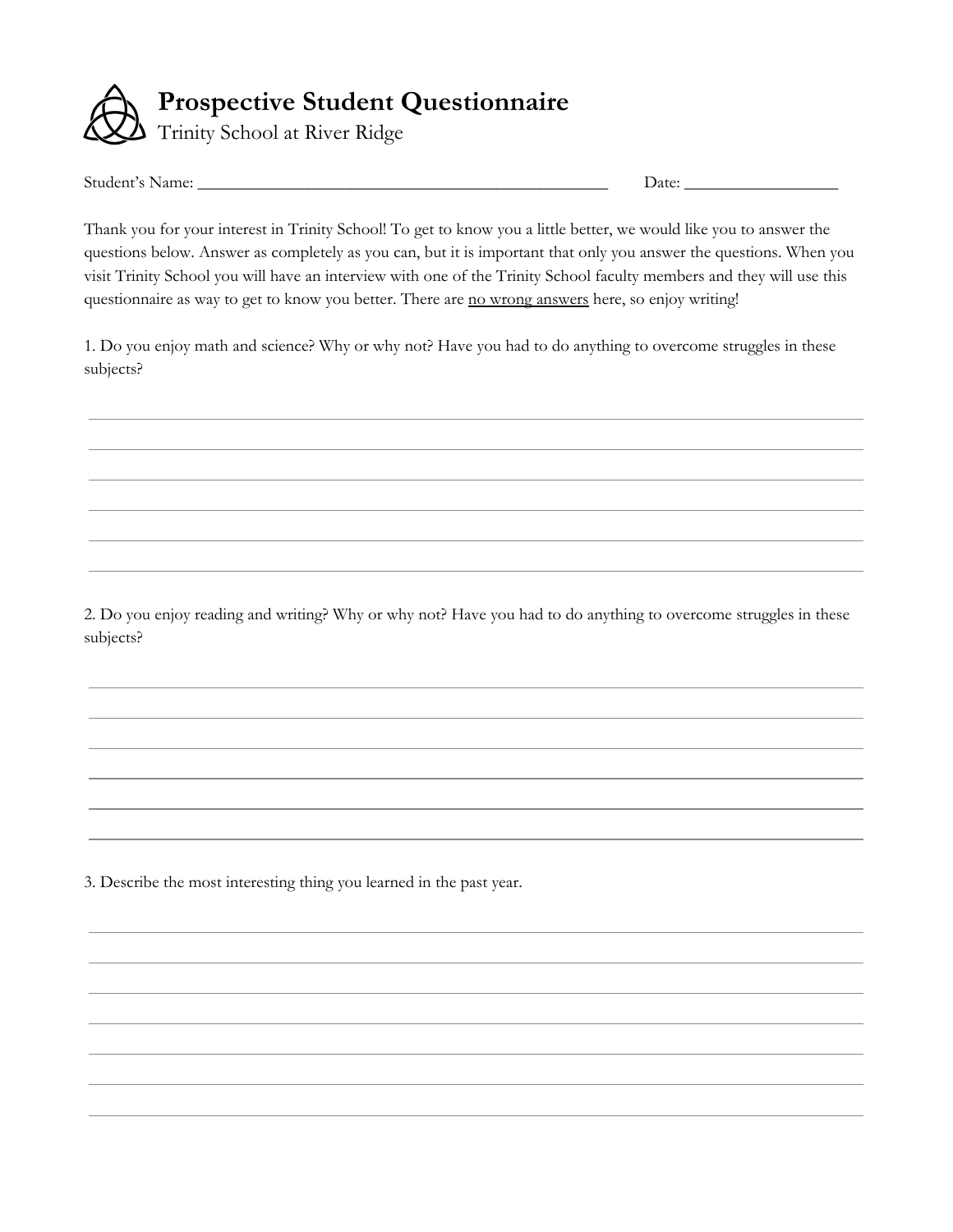# Prospective Student Questionnaire

Trinity School at River Ridge

Student's Name: ______________________________________________ Date: _________________

Thank you for your interest in Trinity School! To get to know you a little better, we would like you to answer the questions below. Answer as completely as you can, but it is important that only you answer the questions. When you visit Trinity School you will have an interview with one of the Trinity School faculty members and they will use this questionnaire as way to get to know you better. There are <u>no wrong answers</u> here, so enjoy writing!

1. Do you enjoy math and science? Why or why not? Have you had to do anything to overcome struggles in these subjects?

2. Do you enjoy reading and writing? Why or why not? Have you had to do anything to overcome struggles in these subjects?

3. Describe the most interesting thing you learned in the past year.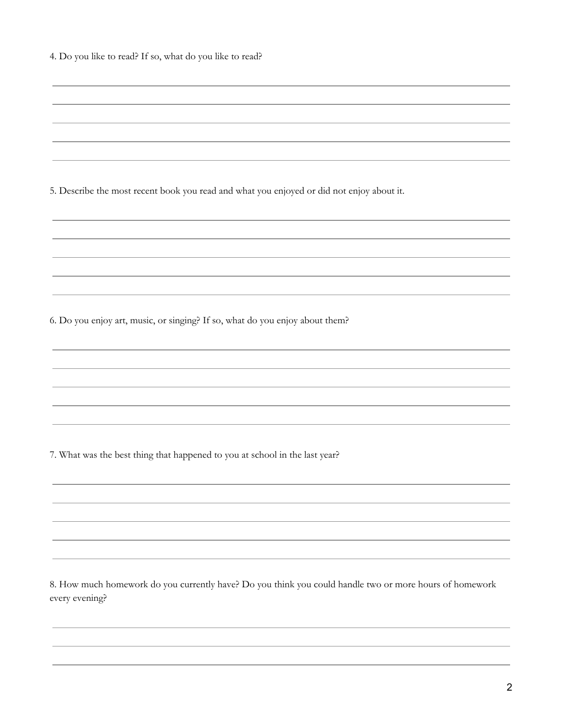4. Do you like to read? If so, what do you like to read?

5. Describe the most recent book you read and what you enjoyed or did not enjoy about it.

6. Do you enjoy art, music, or singing? If so, what do you enjoy about them?

7. What was the best thing that happened to you at school in the last year?

8. How much homework do you currently have? Do you think you could handle two or more hours of homework every evening?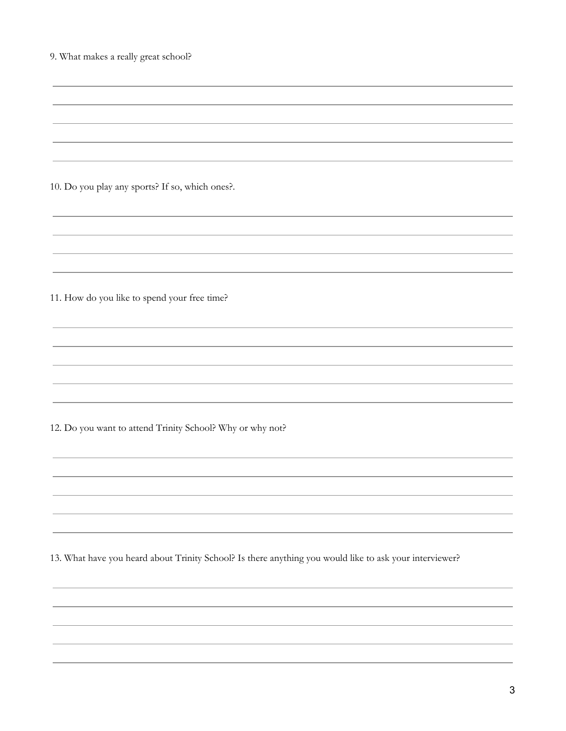9. What makes a really great school?

10. Do you play any sports? If so, which ones?.

11. How do you like to spend your free time?

12. Do you want to attend Trinity School? Why or why not?

13. What have you heard about Trinity School? Is there anything you would like to ask your interviewer?